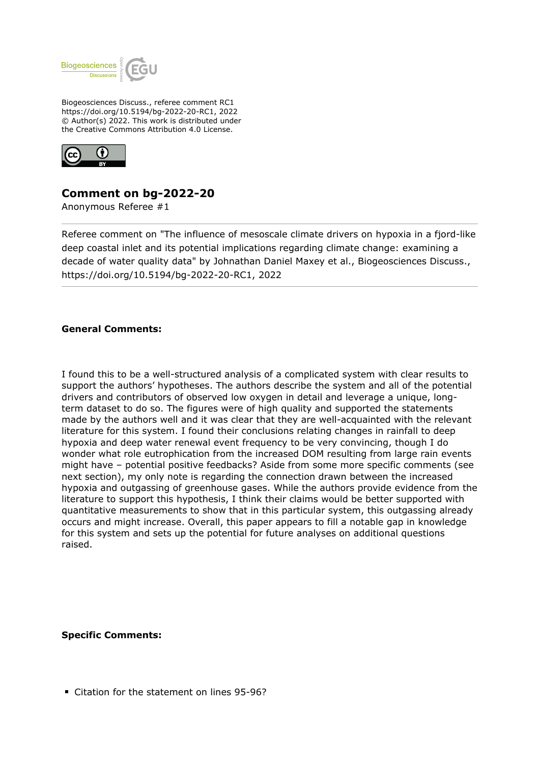Biogeosciences Discuss., referee comment RC1
https://doi.org/10.5194/bg-2022-20-RC1, 2022
© Author(s) 2022. This work is distributed under the Creative Commons Attribution 4.0 License.

# Comment on bg-2022-20

Anonymous Referee #1

Referee comment on "The influence of mesoscale climate drivers on hypoxia in a fjord-like deep coastal inlet and its potential implications regarding climate change: examining a decade of water quality data" by Johnathan Daniel Maxey et al., Biogeosciences Discuss., https://doi.org/10.5194/bg-2022-20-RC1, 2022

**General Comments:**

I found this to be a well-structured analysis of a complicated system with clear results to support the authors' hypotheses. The authors describe the system and all of the potential drivers and contributors of observed low oxygen in detail and leverage a unique, long-term dataset to do so. The figures were of high quality and supported the statements made by the authors well and it was clear that they are well-acquainted with the relevant literature for this system. I found their conclusions relating changes in rainfall to deep hypoxia and deep water renewal event frequency to be very convincing, though I do wonder what role eutrophication from the increased DOM resulting from large rain events might have – potential positive feedbacks? Aside from some more specific comments (see next section), my only note is regarding the connection drawn between the increased hypoxia and outgassing of greenhouse gases. While the authors provide evidence from the literature to support this hypothesis, I think their claims would be better supported with quantitative measurements to show that in this particular system, this outgassing already occurs and might increase. Overall, this paper appears to fill a notable gap in knowledge for this system and sets up the potential for future analyses on additional questions raised.

**Specific Comments:**

- Citation for the statement on lines 95-96?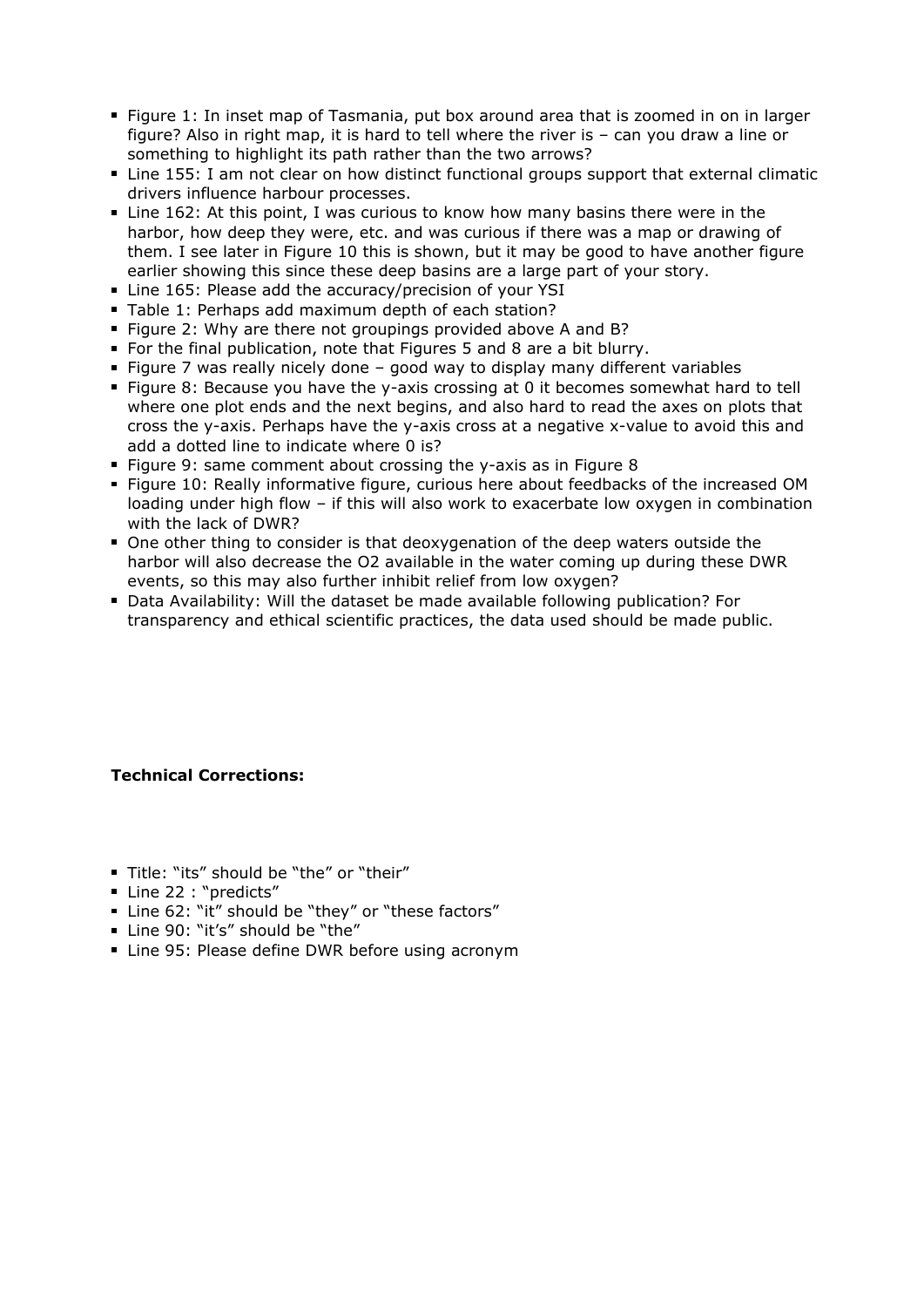- Figure 1: In inset map of Tasmania, put box around area that is zoomed in on in larger figure? Also in right map, it is hard to tell where the river is – can you draw a line or something to highlight its path rather than the two arrows?
- Line 155: I am not clear on how distinct functional groups support that external climatic drivers influence harbour processes.
- Line 162: At this point, I was curious to know how many basins there were in the harbor, how deep they were, etc. and was curious if there was a map or drawing of them. I see later in Figure 10 this is shown, but it may be good to have another figure earlier showing this since these deep basins are a large part of your story.
- Line 165: Please add the accuracy/precision of your YSI
- Table 1: Perhaps add maximum depth of each station?
- Figure 2: Why are there not groupings provided above A and B?
- For the final publication, note that Figures 5 and 8 are a bit blurry.
- Figure 7 was really nicely done – good way to display many different variables
- Figure 8: Because you have the y-axis crossing at 0 it becomes somewhat hard to tell where one plot ends and the next begins, and also hard to read the axes on plots that cross the y-axis. Perhaps have the y-axis cross at a negative x-value to avoid this and add a dotted line to indicate where 0 is?
- Figure 9: same comment about crossing the y-axis as in Figure 8
- Figure 10: Really informative figure, curious here about feedbacks of the increased OM loading under high flow – if this will also work to exacerbate low oxygen in combination with the lack of DWR?
- One other thing to consider is that deoxygenation of the deep waters outside the harbor will also decrease the O2 available in the water coming up during these DWR events, so this may also further inhibit relief from low oxygen?
- Data Availability: Will the dataset be made available following publication? For transparency and ethical scientific practices, the data used should be made public.

**Technical Corrections:**

- Title: "its" should be "the" or "their"
- Line 22 : "predicts"
- Line 62: "it" should be "they" or "these factors"
- Line 90: "it's" should be "the"
- Line 95: Please define DWR before using acronym